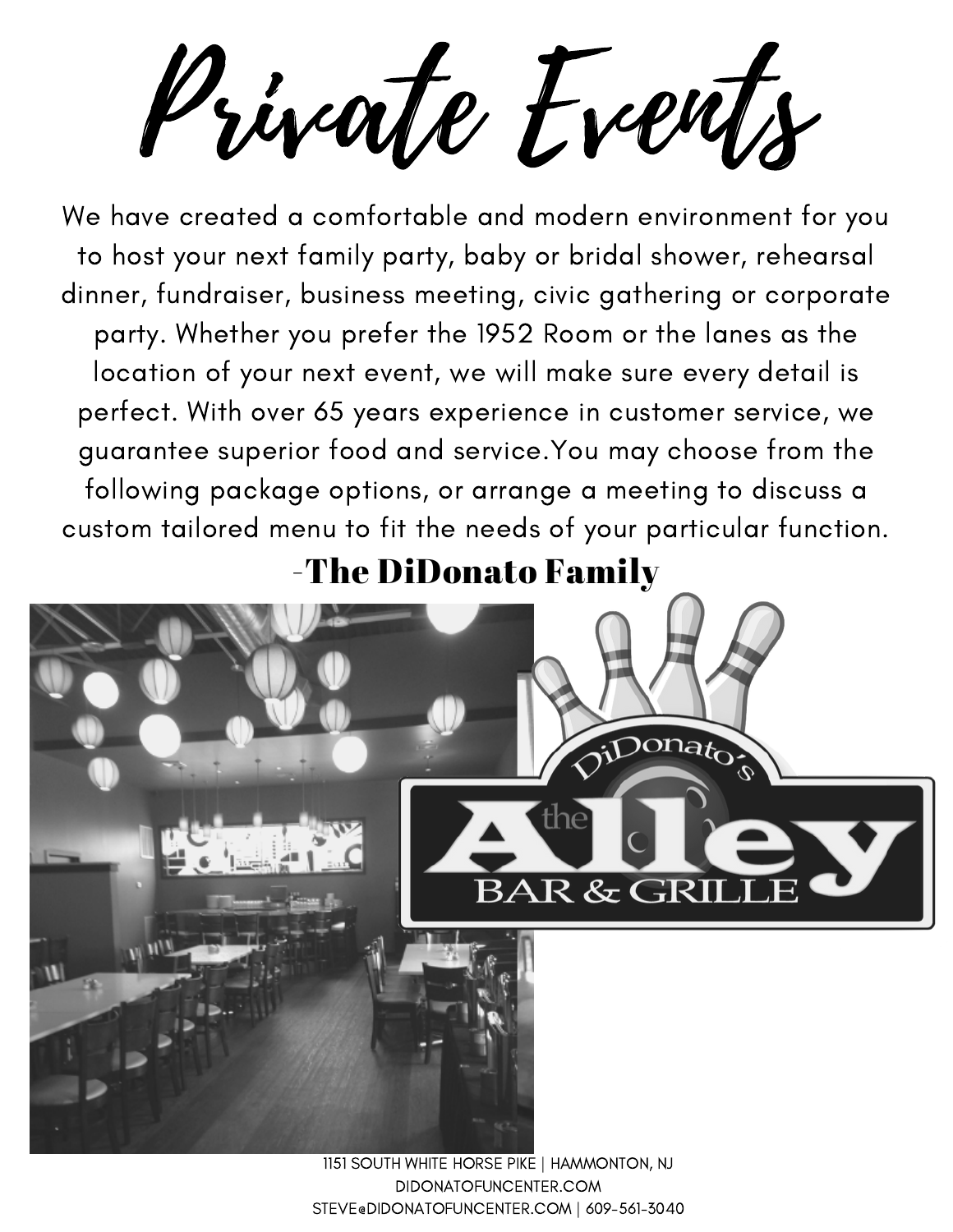# Private Events

We have created a comfortable and modern environment for you to host your next family party, baby or bridal shower, rehearsal dinner, fundraiser, business meeting, civic gathering or corporate party. Whether you prefer the 1952 Room or the lanes as the location of your next event, we will make sure every detail is perfect. With over 65 years experience in customer service, we guarantee superior food and service.You may choose from the following package options, or arrange a meeting to discuss a custom tailored menu to fit the needs of your particular function.

**-The DiDonato Family**

DiDonato's the Alley BAR & GRILLE

1151 SOUTH WHITE HORSE PIKE | HAMMONTON, NJ
DIDONATOFUNCENTER.COM
STEVE@DIDONATOFUNCENTER.COM | 609-561-3040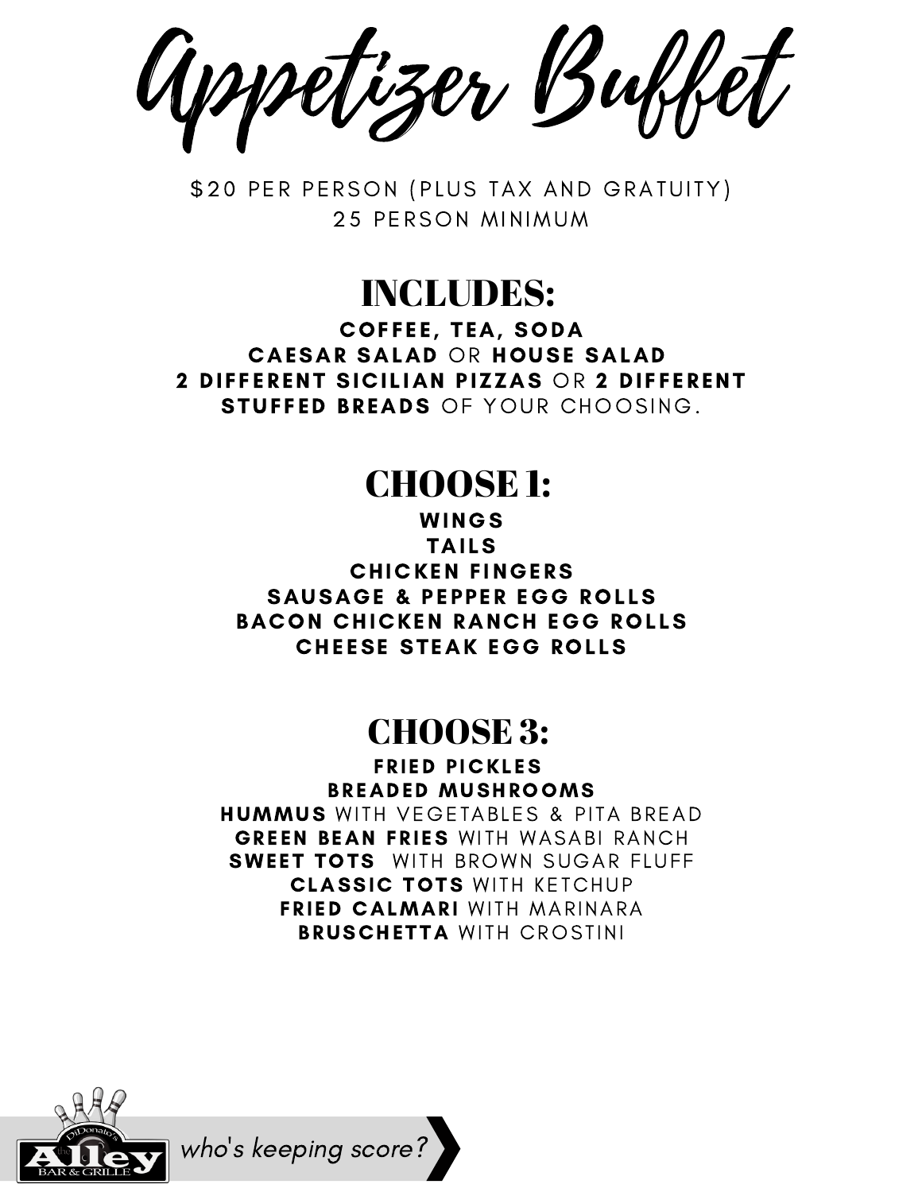# Appetizer Buffet

$20 PER PERSON (PLUS TAX AND GRATUITY)
25 PERSON MINIMUM

## INCLUDES:

**COFFEE, TEA, SODA**
**CAESAR SALAD** OR **HOUSE SALAD**
**2 DIFFERENT SICILIAN PIZZAS** OR **2 DIFFERENT STUFFED BREADS** OF YOUR CHOOSING.

## CHOOSE 1:

**WINGS**
**TAILS**
**CHICKEN FINGERS**
**SAUSAGE & PEPPER EGG ROLLS**
**BACON CHICKEN RANCH EGG ROLLS**
**CHEESE STEAK EGG ROLLS**

## CHOOSE 3:

**FRIED PICKLES**
**BREADED MUSHROOMS**
**HUMMUS** WITH VEGETABLES & PITA BREAD
**GREEN BEAN FRIES** WITH WASABI RANCH
**SWEET TOTS** WITH BROWN SUGAR FLUFF
**CLASSIC TOTS** WITH KETCHUP
**FRIED CALMARI** WITH MARINARA
**BRUSCHETTA** WITH CROSTINI

DiDonato's the Alley BAR & GRILLE

*who's keeping score?*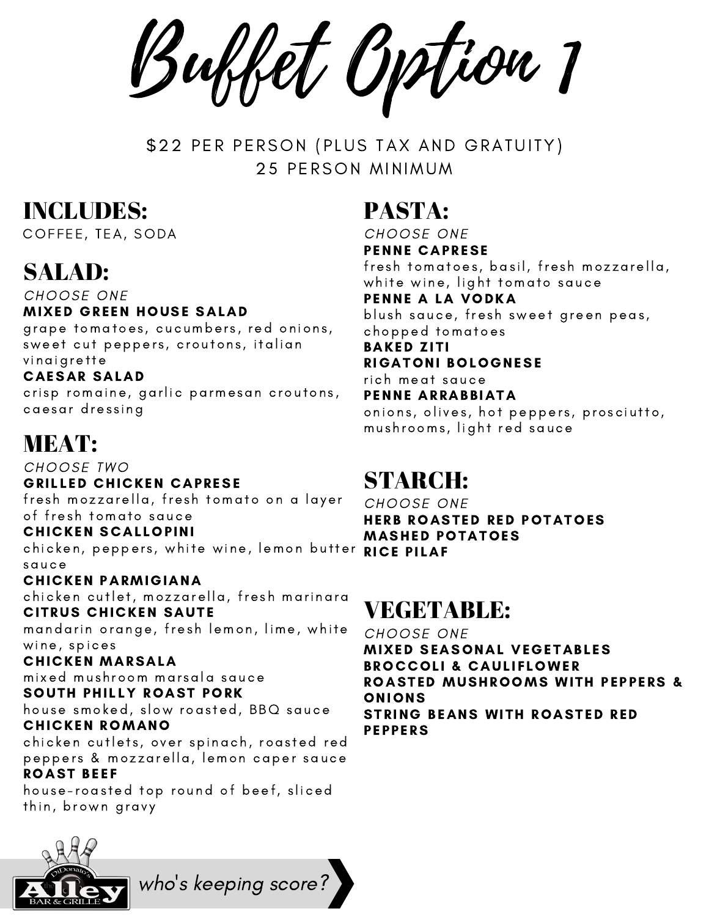# Buffet Option 1

$22 PER PERSON (PLUS TAX AND GRATUITY)
25 PERSON MINIMUM

## INCLUDES:

COFFEE, TEA, SODA

## SALAD:

*CHOOSE ONE*

**MIXED GREEN HOUSE SALAD**
grape tomatoes, cucumbers, red onions, sweet cut peppers, croutons, italian vinaigrette

**CAESAR SALAD**
crisp romaine, garlic parmesan croutons, caesar dressing

## MEAT:

*CHOOSE TWO*

**GRILLED CHICKEN CAPRESE**
fresh mozzarella, fresh tomato on a layer of fresh tomato sauce

**CHICKEN SCALLOPINI**
chicken, peppers, white wine, lemon butter sauce

**CHICKEN PARMIGIANA**
chicken cutlet, mozzarella, fresh marinara

**CITRUS CHICKEN SAUTE**
mandarin orange, fresh lemon, lime, white wine, spices

**CHICKEN MARSALA**
mixed mushroom marsala sauce

**SOUTH PHILLY ROAST PORK**
house smoked, slow roasted, BBQ sauce

**CHICKEN ROMANO**
chicken cutlets, over spinach, roasted red peppers & mozzarella, lemon caper sauce

**ROAST BEEF**
house-roasted top round of beef, sliced thin, brown gravy

## PASTA:

*CHOOSE ONE*

**PENNE CAPRESE**
fresh tomatoes, basil, fresh mozzarella, white wine, light tomato sauce

**PENNE A LA VODKA**
blush sauce, fresh sweet green peas, chopped tomatoes

**BAKED ZITI**

**RIGATONI BOLOGNESE**
rich meat sauce

**PENNE ARRABBIATA**
onions, olives, hot peppers, prosciutto, mushrooms, light red sauce

## STARCH:

*CHOOSE ONE*

**HERB ROASTED RED POTATOES**
**MASHED POTATOES**
**RICE PILAF**

## VEGETABLE:

*CHOOSE ONE*

**MIXED SEASONAL VEGETABLES**
**BROCCOLI & CAULIFLOWER**
**ROASTED MUSHROOMS WITH PEPPERS & ONIONS**
**STRING BEANS WITH ROASTED RED PEPPERS**

DiDonato's the Alley BAR & GRILLE

*who's keeping score?*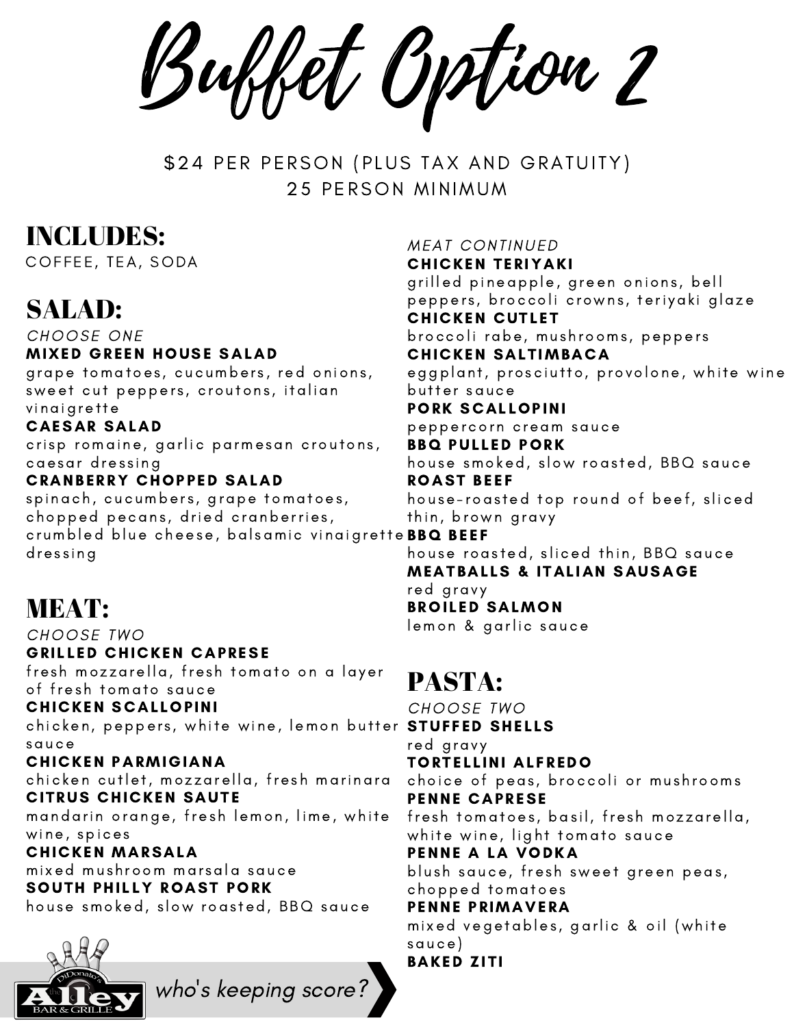# Buffet Option 2

$24 PER PERSON (PLUS TAX AND GRATUITY)
25 PERSON MINIMUM

## INCLUDES:

COFFEE, TEA, SODA

## SALAD:

*CHOOSE ONE*

**MIXED GREEN HOUSE SALAD**
grape tomatoes, cucumbers, red onions, sweet cut peppers, croutons, italian vinaigrette

**CAESAR SALAD**
crisp romaine, garlic parmesan croutons, caesar dressing

**CRANBERRY CHOPPED SALAD**
spinach, cucumbers, grape tomatoes, chopped pecans, dried cranberries, crumbled blue cheese, balsamic vinaigrette dressing

## MEAT:

*CHOOSE TWO*

**GRILLED CHICKEN CAPRESE**
fresh mozzarella, fresh tomato on a layer of fresh tomato sauce

**CHICKEN SCALLOPINI**
chicken, peppers, white wine, lemon butter sauce

**CHICKEN PARMIGIANA**
chicken cutlet, mozzarella, fresh marinara

**CITRUS CHICKEN SAUTE**
mandarin orange, fresh lemon, lime, white wine, spices

**CHICKEN MARSALA**
mixed mushroom marsala sauce

**SOUTH PHILLY ROAST PORK**
house smoked, slow roasted, BBQ sauce

*MEAT CONTINUED*

**CHICKEN TERIYAKI**
grilled pineapple, green onions, bell peppers, broccoli crowns, teriyaki glaze

**CHICKEN CUTLET**
broccoli rabe, mushrooms, peppers

**CHICKEN SALTIMBACA**
eggplant, prosciutto, provolone, white wine butter sauce

**PORK SCALLOPINI**
peppercorn cream sauce

**BBQ PULLED PORK**
house smoked, slow roasted, BBQ sauce

**ROAST BEEF**
house-roasted top round of beef, sliced thin, brown gravy

**BBQ BEEF**
house roasted, sliced thin, BBQ sauce

**MEATBALLS & ITALIAN SAUSAGE**
red gravy

**BROILED SALMON**
lemon & garlic sauce

## PASTA:

*CHOOSE TWO*

**STUFFED SHELLS**
red gravy

**TORTELLINI ALFREDO**
choice of peas, broccoli or mushrooms

**PENNE CAPRESE**
fresh tomatoes, basil, fresh mozzarella, white wine, light tomato sauce

**PENNE A LA VODKA**
blush sauce, fresh sweet green peas, chopped tomatoes

**PENNE PRIMAVERA**
mixed vegetables, garlic & oil (white sauce)

**BAKED ZITI**

who's keeping score?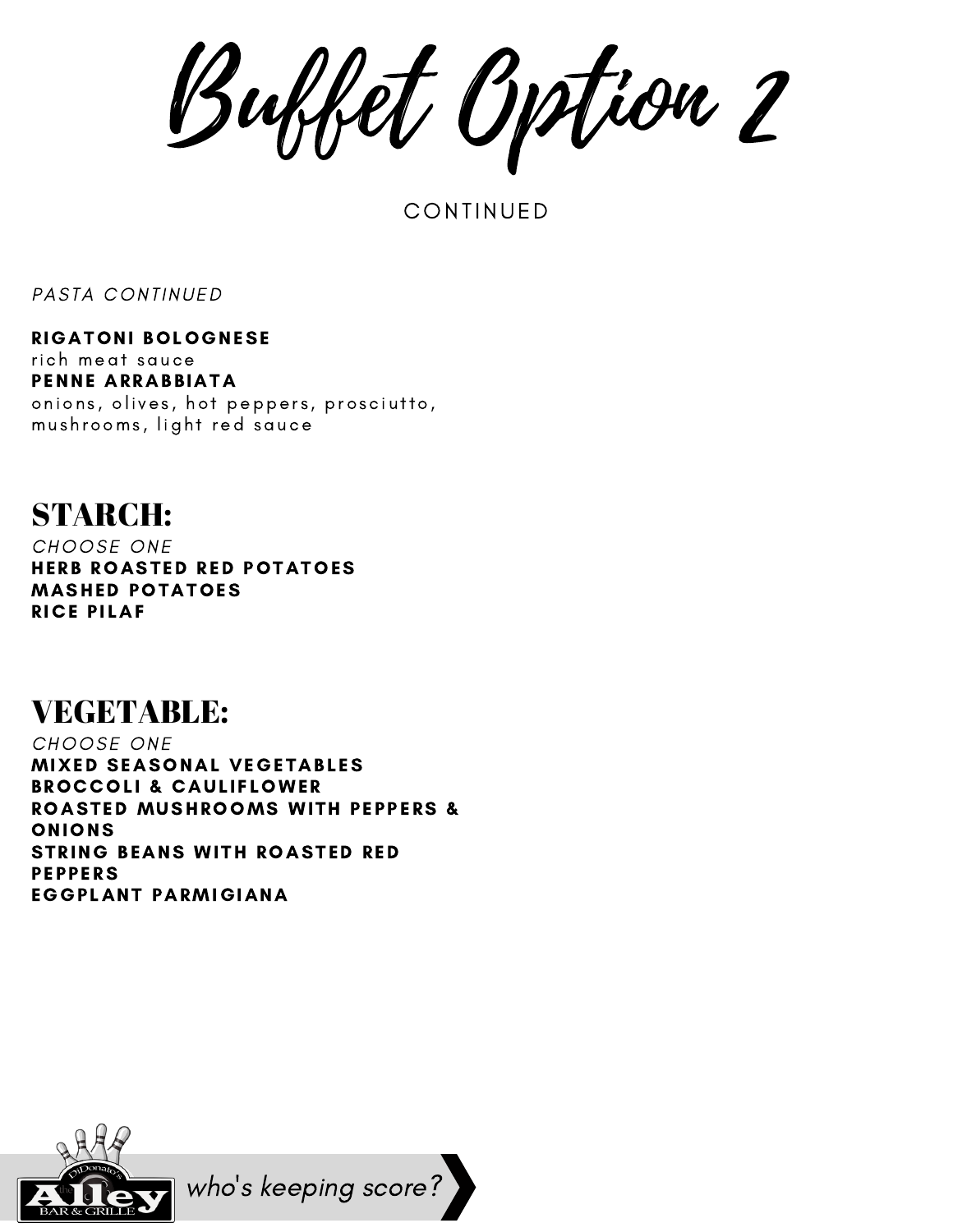# Buffet Option 2

CONTINUED

*PASTA CONTINUED*

**RIGATONI BOLOGNESE**
rich meat sauce
**PENNE ARRABBIATA**
onions, olives, hot peppers, prosciutto, mushrooms, light red sauce

## STARCH:

*CHOOSE ONE*
**HERB ROASTED RED POTATOES**
**MASHED POTATOES**
**RICE PILAF**

## VEGETABLE:

*CHOOSE ONE*
**MIXED SEASONAL VEGETABLES**
**BROCCOLI & CAULIFLOWER**
**ROASTED MUSHROOMS WITH PEPPERS & ONIONS**
**STRING BEANS WITH ROASTED RED PEPPERS**
**EGGPLANT PARMIGIANA**

DiDonato's the Alley BAR & GRILLE

*who's keeping score?*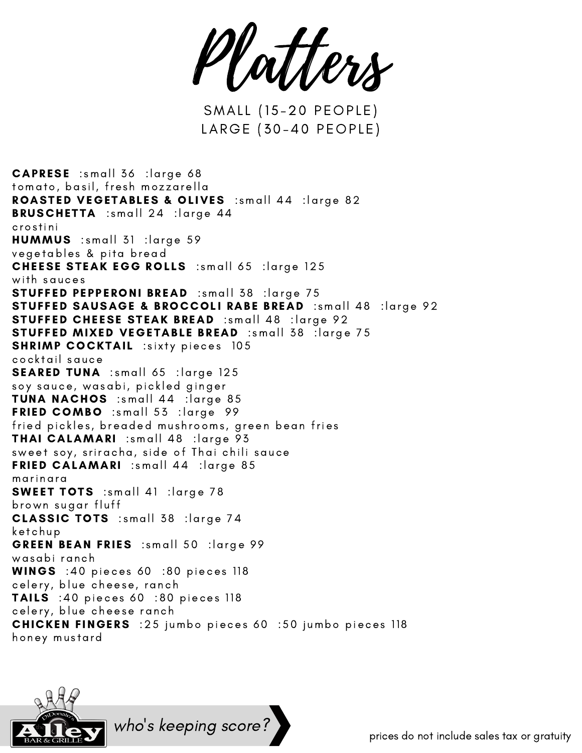# Platters

SMALL (15-20 PEOPLE)
LARGE (30-40 PEOPLE)

**CAPRESE** :small 36 :large 68
tomato, basil, fresh mozzarella
**ROASTED VEGETABLES & OLIVES** :small 44 :large 82
**BRUSCHETTA** :small 24 :large 44
crostini
**HUMMUS** :small 31 :large 59
vegetables & pita bread
**CHEESE STEAK EGG ROLLS** :small 65 :large 125
with sauces
**STUFFED PEPPERONI BREAD** :small 38 :large 75
**STUFFED SAUSAGE & BROCCOLI RABE BREAD** :small 48 :large 92
**STUFFED CHEESE STEAK BREAD** :small 48 :large 92
**STUFFED MIXED VEGETABLE BREAD** :small 38 :large 75
**SHRIMP COCKTAIL** :sixty pieces 105
cocktail sauce
**SEARED TUNA** :small 65 :large 125
soy sauce, wasabi, pickled ginger
**TUNA NACHOS** :small 44 :large 85
**FRIED COMBO** :small 53 :large 99
fried pickles, breaded mushrooms, green bean fries
**THAI CALAMARI** :small 48 :large 93
sweet soy, sriracha, side of Thai chili sauce
**FRIED CALAMARI** :small 44 :large 85
marinara
**SWEET TOTS** :small 41 :large 78
brown sugar fluff
**CLASSIC TOTS** :small 38 :large 74
ketchup
**GREEN BEAN FRIES** :small 50 :large 99
wasabi ranch
**WINGS** :40 pieces 60 :80 pieces 118
celery, blue cheese, ranch
**TAILS** :40 pieces 60 :80 pieces 118
celery, blue cheese ranch
**CHICKEN FINGERS** :25 jumbo pieces 60 :50 jumbo pieces 118
honey mustard

DiDonato's the Alley BAR & GRILLE

*who's keeping score?*

prices do not include sales tax or gratuity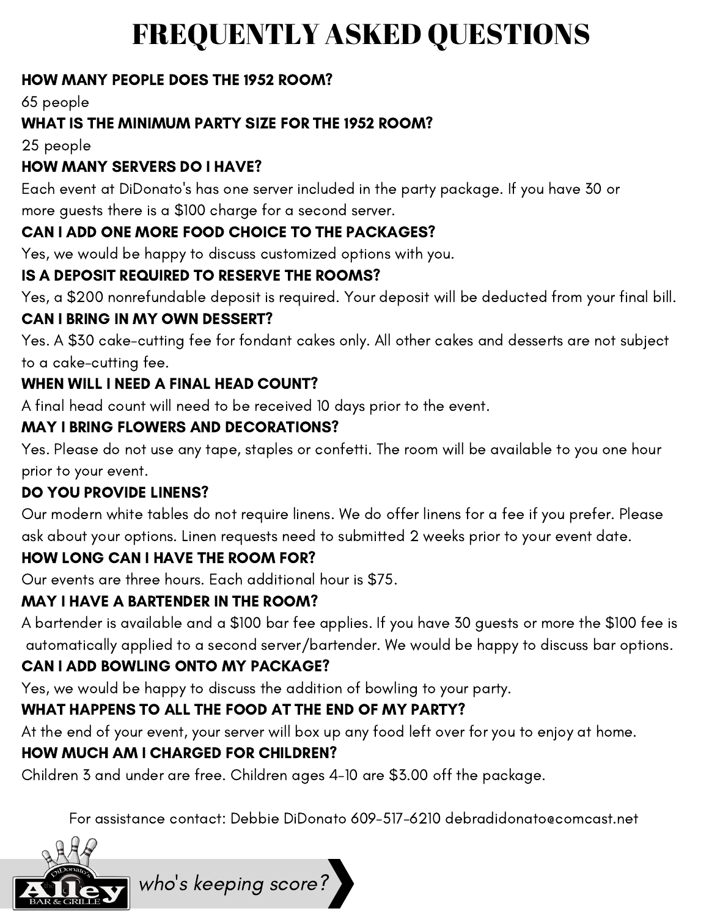# FREQUENTLY ASKED QUESTIONS

**HOW MANY PEOPLE DOES THE 1952 ROOM?**

65 people

**WHAT IS THE MINIMUM PARTY SIZE FOR THE 1952 ROOM?**

25 people

**HOW MANY SERVERS DO I HAVE?**

Each event at DiDonato's has one server included in the party package. If you have 30 or more guests there is a $100 charge for a second server.

**CAN I ADD ONE MORE FOOD CHOICE TO THE PACKAGES?**

Yes, we would be happy to discuss customized options with you.

**IS A DEPOSIT REQUIRED TO RESERVE THE ROOMS?**

Yes, a $200 nonrefundable deposit is required. Your deposit will be deducted from your final bill.

**CAN I BRING IN MY OWN DESSERT?**

Yes. A $30 cake-cutting fee for fondant cakes only. All other cakes and desserts are not subject to a cake-cutting fee.

**WHEN WILL I NEED A FINAL HEAD COUNT?**

A final head count will need to be received 10 days prior to the event.

**MAY I BRING FLOWERS AND DECORATIONS?**

Yes. Please do not use any tape, staples or confetti. The room will be available to you one hour prior to your event.

**DO YOU PROVIDE LINENS?**

Our modern white tables do not require linens. We do offer linens for a fee if you prefer. Please ask about your options. Linen requests need to submitted 2 weeks prior to your event date.

**HOW LONG CAN I HAVE THE ROOM FOR?**

Our events are three hours. Each additional hour is $75.

**MAY I HAVE A BARTENDER IN THE ROOM?**

A bartender is available and a $100 bar fee applies. If you have 30 guests or more the $100 fee is automatically applied to a second server/bartender. We would be happy to discuss bar options.

**CAN I ADD BOWLING ONTO MY PACKAGE?**

Yes, we would be happy to discuss the addition of bowling to your party.

**WHAT HAPPENS TO ALL THE FOOD AT THE END OF MY PARTY?**

At the end of your event, your server will box up any food left over for you to enjoy at home.

**HOW MUCH AM I CHARGED FOR CHILDREN?**

Children 3 and under are free. Children ages 4-10 are $3.00 off the package.

For assistance contact: Debbie DiDonato 609-517-6210 debradidonato@comcast.net

DiDonato's the Alley BAR & GRILLE

*who's keeping score?*